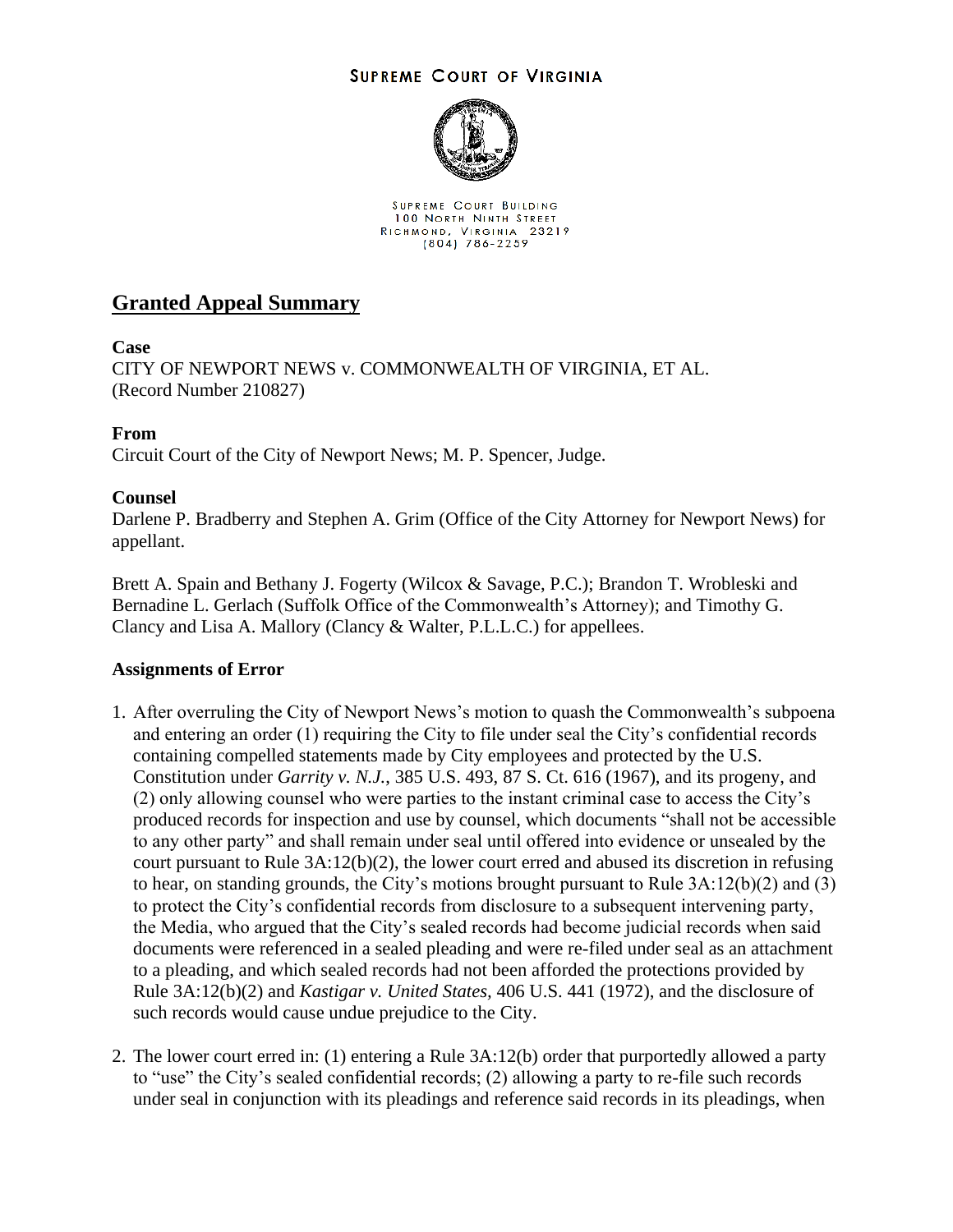SUPREME COURT OF VIRGINIA

SUPREME COURT BUILDING
100 NORTH NINTH STREET
RICHMOND, VIRGINIA 23219
(804) 786-2259

# Granted Appeal Summary

**Case**
CITY OF NEWPORT NEWS v. COMMONWEALTH OF VIRGINIA, ET AL.
(Record Number 210827)

**From**
Circuit Court of the City of Newport News; M. P. Spencer, Judge.

**Counsel**
Darlene P. Bradberry and Stephen A. Grim (Office of the City Attorney for Newport News) for appellant.

Brett A. Spain and Bethany J. Fogerty (Wilcox & Savage, P.C.); Brandon T. Wrobleski and Bernadine L. Gerlach (Suffolk Office of the Commonwealth's Attorney); and Timothy G. Clancy and Lisa A. Mallory (Clancy & Walter, P.L.L.C.) for appellees.

**Assignments of Error**

1. After overruling the City of Newport News's motion to quash the Commonwealth's subpoena and entering an order (1) requiring the City to file under seal the City's confidential records containing compelled statements made by City employees and protected by the U.S. Constitution under *Garrity v. N.J.*, 385 U.S. 493, 87 S. Ct. 616 (1967), and its progeny, and (2) only allowing counsel who were parties to the instant criminal case to access the City's produced records for inspection and use by counsel, which documents "shall not be accessible to any other party" and shall remain under seal until offered into evidence or unsealed by the court pursuant to Rule 3A:12(b)(2), the lower court erred and abused its discretion in refusing to hear, on standing grounds, the City's motions brought pursuant to Rule 3A:12(b)(2) and (3) to protect the City's confidential records from disclosure to a subsequent intervening party, the Media, who argued that the City's sealed records had become judicial records when said documents were referenced in a sealed pleading and were re-filed under seal as an attachment to a pleading, and which sealed records had not been afforded the protections provided by Rule 3A:12(b)(2) and *Kastigar v. United States*, 406 U.S. 441 (1972), and the disclosure of such records would cause undue prejudice to the City.

2. The lower court erred in: (1) entering a Rule 3A:12(b) order that purportedly allowed a party to "use" the City's sealed confidential records; (2) allowing a party to re-file such records under seal in conjunction with its pleadings and reference said records in its pleadings, when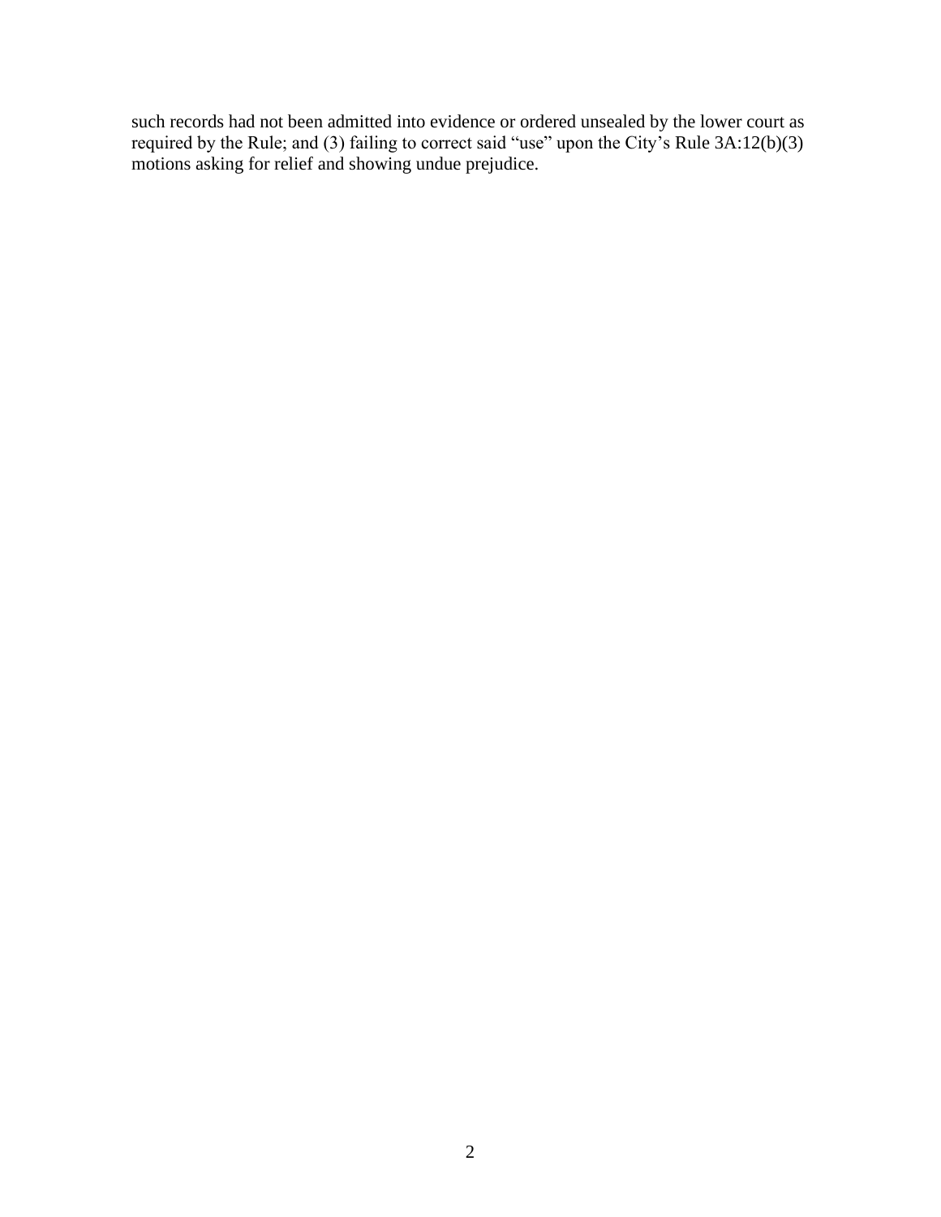such records had not been admitted into evidence or ordered unsealed by the lower court as required by the Rule; and (3) failing to correct said "use" upon the City's Rule 3A:12(b)(3) motions asking for relief and showing undue prejudice.